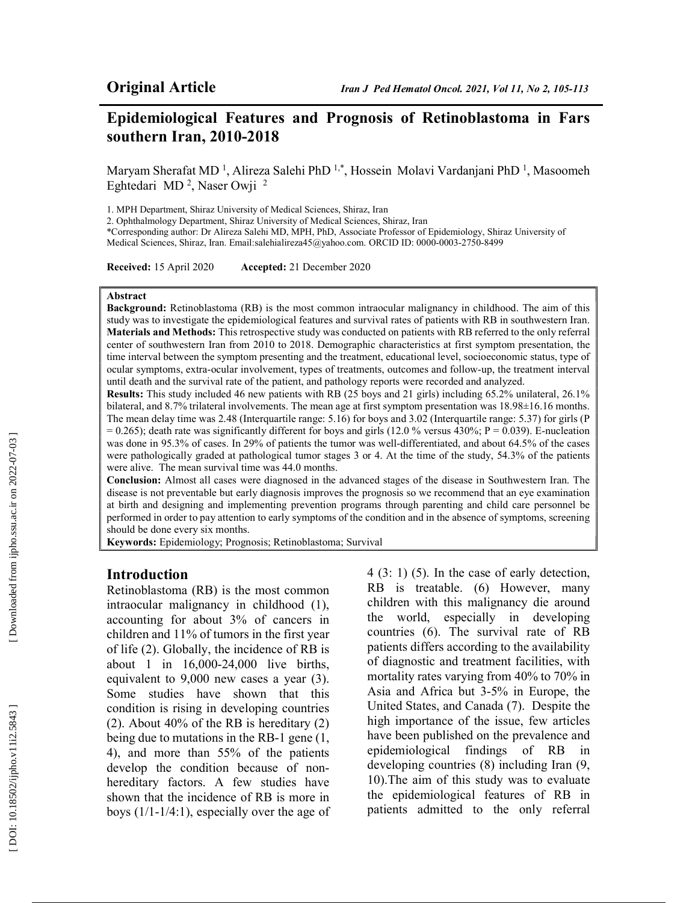**Original Article**

# Epidemiological Features and Prognosis of Retinoblastoma in Fars southern Iran, 2010-2018

Maryam Sherafat MD [1], Alireza Salehi PhD [1,*], Hossein Molavi Vardanjani PhD [1], Masoomeh Eghtedari MD [2], Naser Owji [2]

1. MPH Department, Shiraz University of Medical Sciences, Shiraz, Iran
2. Ophthalmology Department, Shiraz University of Medical Sciences, Shiraz, Iran

*Corresponding author: Dr Alireza Salehi MD, MPH, PhD, Associate Professor of Epidemiology, Shiraz University of Medical Sciences, Shiraz, Iran. Email:salehialireza45@yahoo.com. ORCID ID: 0000-0003-2750-8499

**Received:** 15 April 2020 **Accepted:** 21 December 2020

**Abstract**

**Background:** Retinoblastoma (RB) is the most common intraocular malignancy in childhood. The aim of this study was to investigate the epidemiological features and survival rates of patients with RB in southwestern Iran.

**Materials and Methods:** This retrospective study was conducted on patients with RB referred to the only referral center of southwestern Iran from 2010 to 2018. Demographic characteristics at first symptom presentation, the time interval between the symptom presenting and the treatment, educational level, socioeconomic status, type of ocular symptoms, extra-ocular involvement, types of treatments, outcomes and follow-up, the treatment interval until death and the survival rate of the patient, and pathology reports were recorded and analyzed.

**Results:** This study included 46 new patients with RB (25 boys and 21 girls) including 65.2% unilateral, 26.1% bilateral, and 8.7% trilateral involvements. The mean age at first symptom presentation was 18.98±16.16 months. The mean delay time was 2.48 (Interquartile range: 5.16) for boys and 3.02 (Interquartile range: 5.37) for girls ($P = 0.265$); death rate was significantly different for boys and girls (12.0 % versus 430%; $P = 0.039$). E-nucleation was done in 95.3% of cases. In 29% of patients the tumor was well-differentiated, and about 64.5% of the cases were pathologically graded at pathological tumor stages 3 or 4. At the time of the study, 54.3% of the patients were alive. The mean survival time was 44.0 months.

**Conclusion:** Almost all cases were diagnosed in the advanced stages of the disease in Southwestern Iran. The disease is not preventable but early diagnosis improves the prognosis so we recommend that an eye examination at birth and designing and implementing prevention programs through parenting and child care personnel be performed in order to pay attention to early symptoms of the condition and in the absence of symptoms, screening should be done every six months.

**Keywords:** Epidemiology; Prognosis; Retinoblastoma; Survival

## Introduction

Retinoblastoma (RB) is the most common intraocular malignancy in childhood (1), accounting for about 3% of cancers in children and 11% of tumors in the first year of life (2). Globally, the incidence of RB is about 1 in 16,000-24,000 live births, equivalent to 9,000 new cases a year (3). Some studies have shown that this condition is rising in developing countries (2). About 40% of the RB is hereditary (2) being due to mutations in the RB-1 gene (1, 4), and more than 55% of the patients develop the condition because of non-hereditary factors. A few studies have shown that the incidence of RB is more in boys (1/1-1/4:1), especially over the age of 4 (3: 1) (5). In the case of early detection, RB is treatable. (6) However, many children with this malignancy die around the world, especially in developing countries (6). The survival rate of RB patients differs according to the availability of diagnostic and treatment facilities, with mortality rates varying from 40% to 70% in Asia and Africa but 3-5% in Europe, the United States, and Canada (7). Despite the high importance of the issue, few articles have been published on the prevalence and epidemiological findings of RB in developing countries (8) including Iran (9, 10).The aim of this study was to evaluate the epidemiological features of RB in patients admitted to the only referral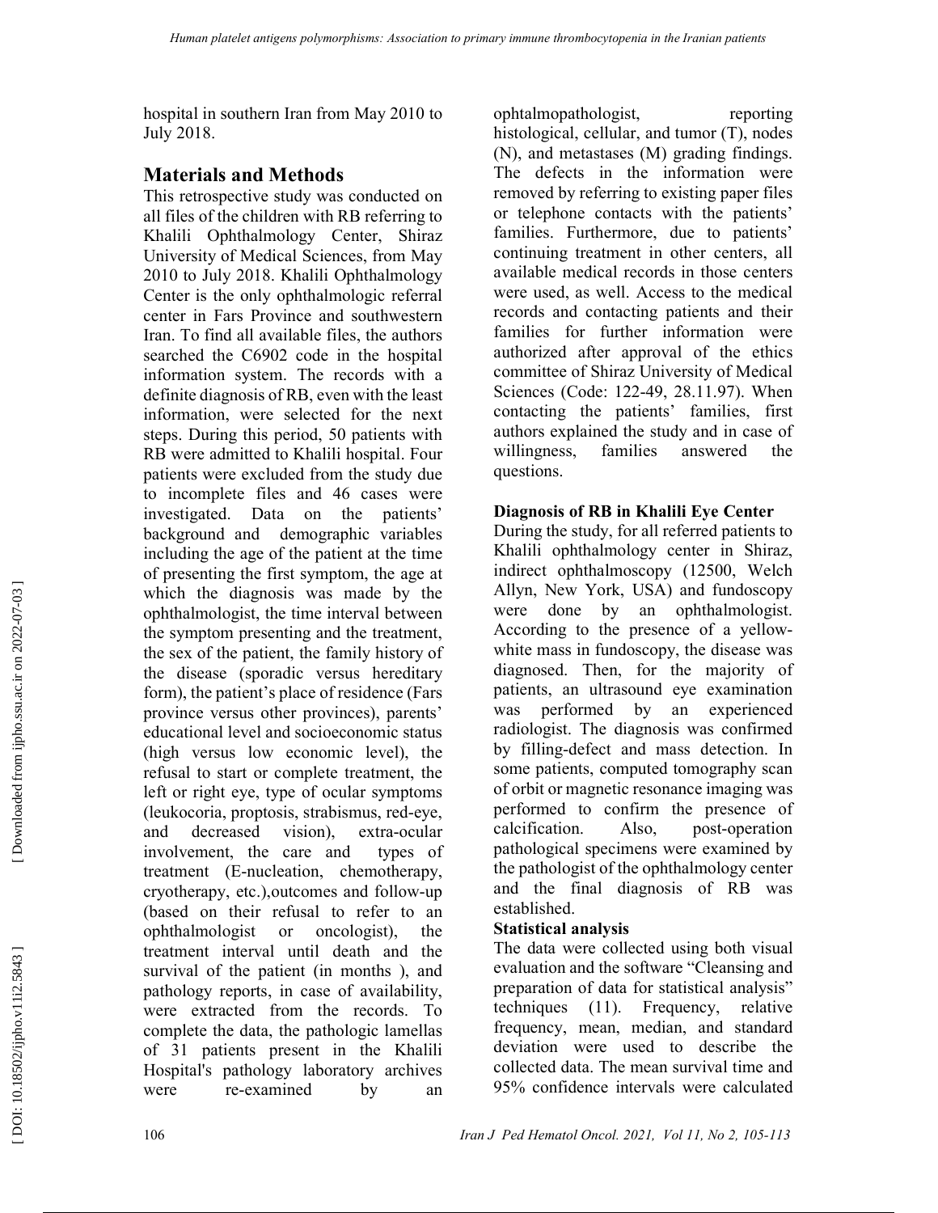hospital in southern Iran from May 2010 to July 2018.

## Materials and Methods

This retrospective study was conducted on all files of the children with RB referring to Khalili Ophthalmology Center, Shiraz University of Medical Sciences, from May 2010 to July 2018. Khalili Ophthalmology Center is the only ophthalmologic referral center in Fars Province and southwestern Iran. To find all available files, the authors searched the C6902 code in the hospital information system. The records with a definite diagnosis of RB, even with the least information, were selected for the next steps. During this period, 50 patients with RB were admitted to Khalili hospital. Four patients were excluded from the study due to incomplete files and 46 cases were investigated. Data on the patients' background and demographic variables including the age of the patient at the time of presenting the first symptom, the age at which the diagnosis was made by the ophthalmologist, the time interval between the symptom presenting and the treatment, the sex of the patient, the family history of the disease (sporadic versus hereditary form), the patient's place of residence (Fars province versus other provinces), parents' educational level and socioeconomic status (high versus low economic level), the refusal to start or complete treatment, the left or right eye, type of ocular symptoms (leukocoria, proptosis, strabismus, red-eye, and decreased vision), extra-ocular involvement, the care and types of treatment (E-nucleation, chemotherapy, cryotherapy, etc.),outcomes and follow-up (based on their refusal to refer to an ophthalmologist or oncologist), the treatment interval until death and the survival of the patient (in months ), and pathology reports, in case of availability, were extracted from the records. To complete the data, the pathologic lamellas of 31 patients present in the Khalili Hospital's pathology laboratory archives were re-examined by an ophtalmopathologist, reporting histological, cellular, and tumor (T), nodes (N), and metastases (M) grading findings. The defects in the information were removed by referring to existing paper files or telephone contacts with the patients' families. Furthermore, due to patients' continuing treatment in other centers, all available medical records in those centers were used, as well. Access to the medical records and contacting patients and their families for further information were authorized after approval of the ethics committee of Shiraz University of Medical Sciences (Code: 122-49, 28.11.97). When contacting the patients' families, first authors explained the study and in case of willingness, families answered the questions.

### Diagnosis of RB in Khalili Eye Center

During the study, for all referred patients to Khalili ophthalmology center in Shiraz, indirect ophthalmoscopy (12500, Welch Allyn, New York, USA) and fundoscopy were done by an ophthalmologist. According to the presence of a yellow-white mass in fundoscopy, the disease was diagnosed. Then, for the majority of patients, an ultrasound eye examination was performed by an experienced radiologist. The diagnosis was confirmed by filling-defect and mass detection. In some patients, computed tomography scan of orbit or magnetic resonance imaging was performed to confirm the presence of calcification. Also, post-operation pathological specimens were examined by the pathologist of the ophthalmology center and the final diagnosis of RB was established.

### Statistical analysis

The data were collected using both visual evaluation and the software "Cleansing and preparation of data for statistical analysis" techniques (11). Frequency, relative frequency, mean, median, and standard deviation were used to describe the collected data. The mean survival time and 95% confidence intervals were calculated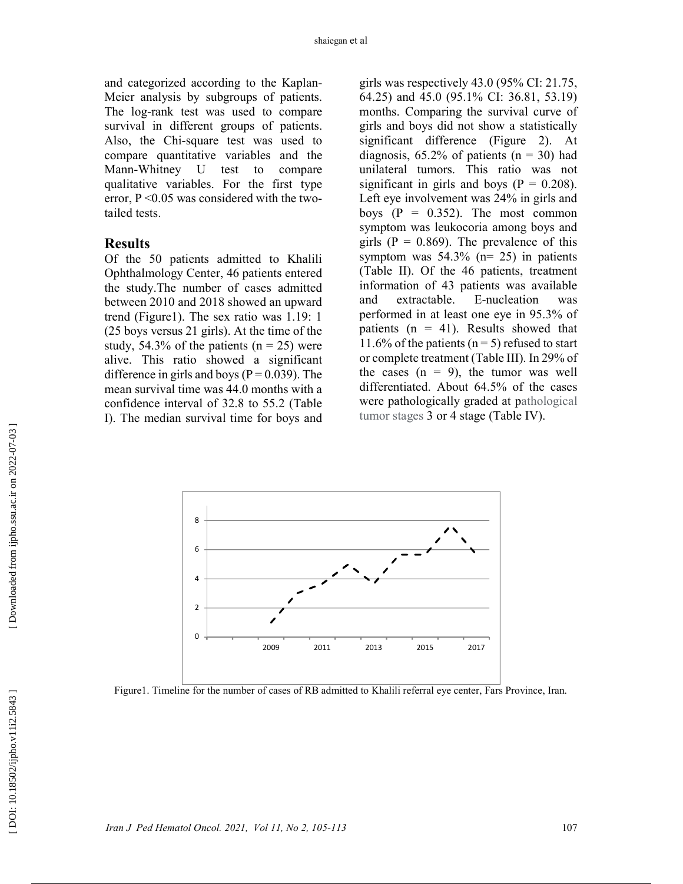and categorized according to the Kaplan-Meier analysis by subgroups of patients. The log-rank test was used to compare survival in different groups of patients. Also, the Chi-square test was used to compare quantitative variables and the Mann-Whitney U test to compare qualitative variables. For the first type error, $P < 0.05$ was considered with the two-tailed tests.

## Results

Of the 50 patients admitted to Khalili Ophthalmology Center, 46 patients entered the study.The number of cases admitted between 2010 and 2018 showed an upward trend (Figure1). The sex ratio was 1.19: 1 (25 boys versus 21 girls). At the time of the study, 54.3% of the patients (n = 25) were alive. This ratio showed a significant difference in girls and boys (P = 0.039). The mean survival time was 44.0 months with a confidence interval of 32.8 to 55.2 (Table I). The median survival time for boys and girls was respectively 43.0 (95% CI: 21.75, 64.25) and 45.0 (95.1% CI: 36.81, 53.19) months. Comparing the survival curve of girls and boys did not show a statistically significant difference (Figure 2). At diagnosis, 65.2% of patients (n = 30) had unilateral tumors. This ratio was not significant in girls and boys (P = 0.208). Left eye involvement was 24% in girls and boys (P = 0.352). The most common symptom was leukocoria among boys and girls (P = 0.869). The prevalence of this symptom was 54.3% (n= 25) in patients (Table II). Of the 46 patients, treatment information of 43 patients was available and extractable. E-nucleation was performed in at least one eye in 95.3% of patients (n = 41). Results showed that 11.6% of the patients (n = 5) refused to start or complete treatment (Table III). In 29% of the cases (n = 9), the tumor was well differentiated. About 64.5% of the cases were pathologically graded at pathological tumor stages 3 or 4 stage (Table IV).

Figure1. Timeline for the number of cases of RB admitted to Khalili referral eye center, Fars Province, Iran.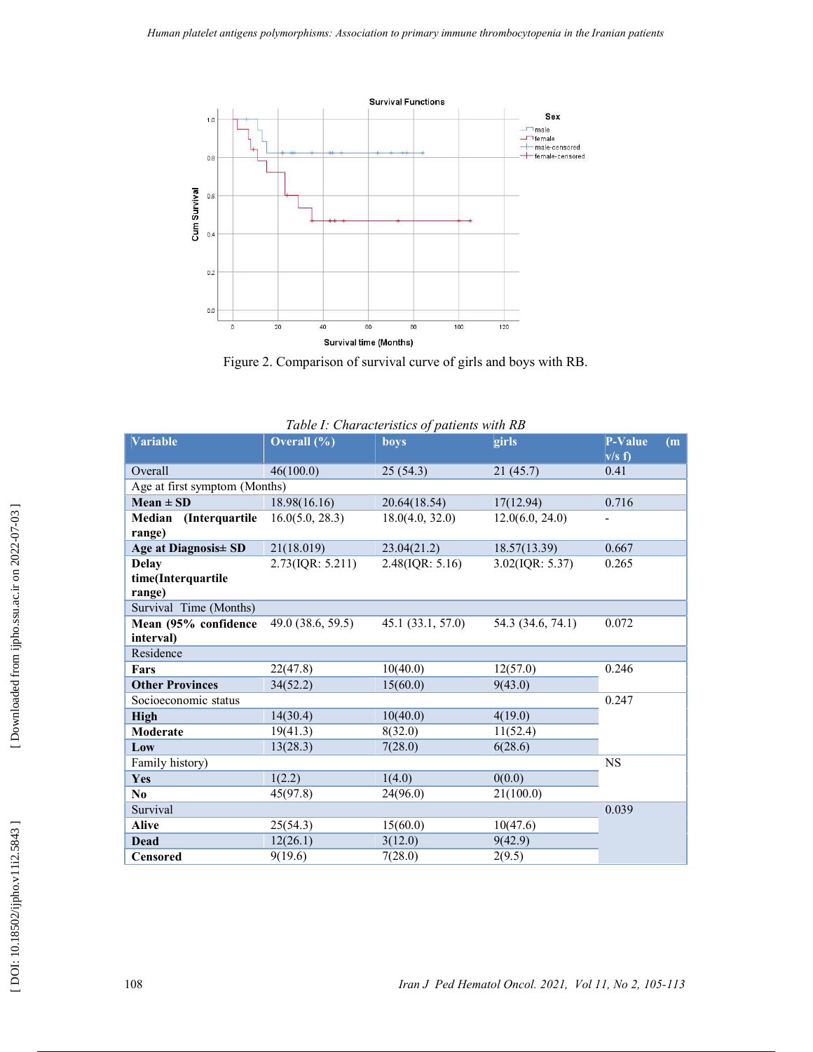Figure 2. Comparison of survival curve of girls and boys with RB.

*Table I: Characteristics of patients with RB*

| Variable | Overall (%) | boys | girls | P-Value (m v/s f) |
|---|---|---|---|---|
| Overall | 46(100.0) | 25 (54.3) | 21 (45.7) | 0.41 |
| Age at first symptom (Months) | | | | |
| **Mean ± SD** | 18.98(16.16) | 20.64(18.54) | 17(12.94) | 0.716 |
| **Median (Interquartile range)** | 16.0(5.0, 28.3) | 18.0(4.0, 32.0) | 12.0(6.0, 24.0) | - |
| **Age at Diagnosis± SD** | 21(18.019) | 23.04(21.2) | 18.57(13.39) | 0.667 |
| **Delay time(Interquartile range)** | 2.73(IQR: 5.211) | 2.48(IQR: 5.16) | 3.02(IQR: 5.37) | 0.265 |
| Survival Time (Months) | | | | |
| **Mean (95% confidence interval)** | 49.0 (38.6, 59.5) | 45.1 (33.1, 57.0) | 54.3 (34.6, 74.1) | 0.072 |
| Residence | | | | |
| **Fars** | 22(47.8) | 10(40.0) | 12(57.0) | 0.246 |
| **Other Provinces** | 34(52.2) | 15(60.0) | 9(43.0) | |
| Socioeconomic status | | | | 0.247 |
| **High** | 14(30.4) | 10(40.0) | 4(19.0) | |
| **Moderate** | 19(41.3) | 8(32.0) | 11(52.4) | |
| **Low** | 13(28.3) | 7(28.0) | 6(28.6) | |
| Family history) | | | | NS |
| **Yes** | 1(2.2) | 1(4.0) | 0(0.0) | |
| **No** | 45(97.8) | 24(96.0) | 21(100.0) | |
| Survival | | | | 0.039 |
| **Alive** | 25(54.3) | 15(60.0) | 10(47.6) | |
| **Dead** | 12(26.1) | 3(12.0) | 9(42.9) | |
| **Censored** | 9(19.6) | 7(28.0) | 2(9.5) | |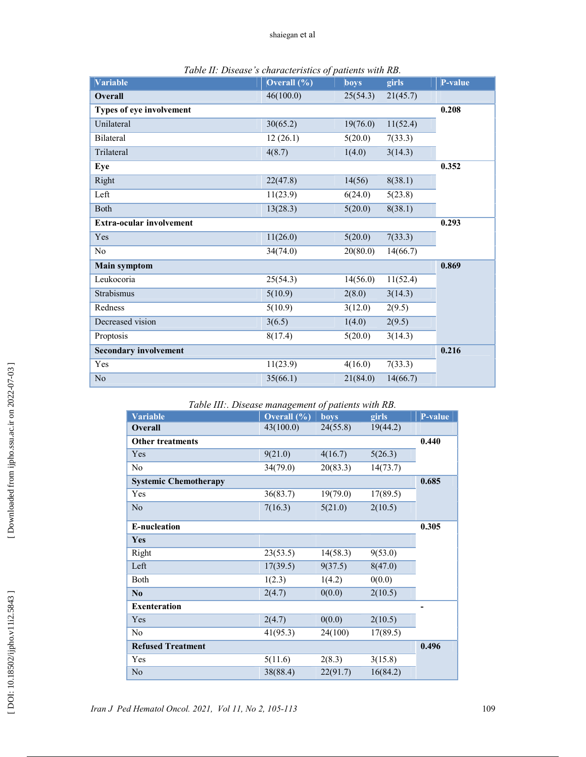Table II: Disease's characteristics of patients with RB.

| Variable | Overall (%) | boys | girls | P-value |
|---|---|---|---|---|
| **Overall** | 46(100.0) | 25(54.3) | 21(45.7) | |
| **Types of eye involvement** | | | | **0.208** |
| Unilateral | 30(65.2) | 19(76.0) | 11(52.4) | |
| Bilateral | 12 (26.1) | 5(20.0) | 7(33.3) | |
| Trilateral | 4(8.7) | 1(4.0) | 3(14.3) | |
| **Eye** | | | | **0.352** |
| Right | 22(47.8) | 14(56) | 8(38.1) | |
| Left | 11(23.9) | 6(24.0) | 5(23.8) | |
| Both | 13(28.3) | 5(20.0) | 8(38.1) | |
| **Extra-ocular involvement** | | | | **0.293** |
| Yes | 11(26.0) | 5(20.0) | 7(33.3) | |
| No | 34(74.0) | 20(80.0) | 14(66.7) | |
| **Main symptom** | | | | **0.869** |
| Leukocoria | 25(54.3) | 14(56.0) | 11(52.4) | |
| Strabismus | 5(10.9) | 2(8.0) | 3(14.3) | |
| Redness | 5(10.9) | 3(12.0) | 2(9.5) | |
| Decreased vision | 3(6.5) | 1(4.0) | 2(9.5) | |
| Proptosis | 8(17.4) | 5(20.0) | 3(14.3) | |
| **Secondary involvement** | | | | **0.216** |
| Yes | 11(23.9) | 4(16.0) | 7(33.3) | |
| No | 35(66.1) | 21(84.0) | 14(66.7) | |

Table III:. Disease management of patients with RB.

| Variable | Overall (%) | boys | girls | P-value |
|---|---|---|---|---|
| **Overall** | 43(100.0) | 24(55.8) | 19(44.2) | |
| **Other treatments** | | | | **0.440** |
| Yes | 9(21.0) | 4(16.7) | 5(26.3) | |
| No | 34(79.0) | 20(83.3) | 14(73.7) | |
| **Systemic Chemotherapy** | | | | **0.685** |
| Yes | 36(83.7) | 19(79.0) | 17(89.5) | |
| No | 7(16.3) | 5(21.0) | 2(10.5) | |
| **E-nucleation** | | | | **0.305** |
| **Yes** | | | | |
| Right | 23(53.5) | 14(58.3) | 9(53.0) | |
| Left | 17(39.5) | 9(37.5) | 8(47.0) | |
| Both | 1(2.3) | 1(4.2) | 0(0.0) | |
| **No** | 2(4.7) | 0(0.0) | 2(10.5) | |
| **Exenteration** | | | | **-** |
| Yes | 2(4.7) | 0(0.0) | 2(10.5) | |
| No | 41(95.3) | 24(100) | 17(89.5) | |
| **Refused Treatment** | | | | **0.496** |
| Yes | 5(11.6) | 2(8.3) | 3(15.8) | |
| No | 38(88.4) | 22(91.7) | 16(84.2) | |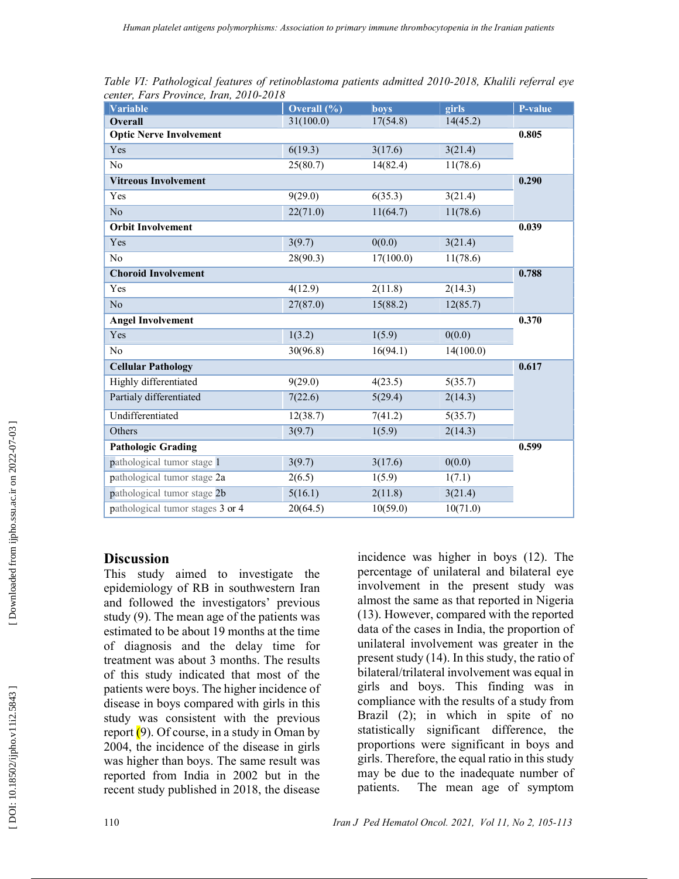*Table VI: Pathological features of retinoblastoma patients admitted 2010-2018, Khalili referral eye center, Fars Province, Iran, 2010-2018*

| Variable | Overall (%) | boys | girls | P-value |
|---|---|---|---|---|
| **Overall** | 31(100.0) | 17(54.8) | 14(45.2) | |
| **Optic Nerve Involvement** | | | | **0.805** |
| Yes | 6(19.3) | 3(17.6) | 3(21.4) | |
| No | 25(80.7) | 14(82.4) | 11(78.6) | |
| **Vitreous Involvement** | | | | **0.290** |
| Yes | 9(29.0) | 6(35.3) | 3(21.4) | |
| No | 22(71.0) | 11(64.7) | 11(78.6) | |
| **Orbit Involvement** | | | | **0.039** |
| Yes | 3(9.7) | 0(0.0) | 3(21.4) | |
| No | 28(90.3) | 17(100.0) | 11(78.6) | |
| **Choroid Involvement** | | | | **0.788** |
| Yes | 4(12.9) | 2(11.8) | 2(14.3) | |
| No | 27(87.0) | 15(88.2) | 12(85.7) | |
| **Angel Involvement** | | | | **0.370** |
| Yes | 1(3.2) | 1(5.9) | 0(0.0) | |
| No | 30(96.8) | 16(94.1) | 14(100.0) | |
| **Cellular Pathology** | | | | **0.617** |
| Highly differentiated | 9(29.0) | 4(23.5) | 5(35.7) | |
| Partialy differentiated | 7(22.6) | 5(29.4) | 2(14.3) | |
| Undifferentiated | 12(38.7) | 7(41.2) | 5(35.7) | |
| Others | 3(9.7) | 1(5.9) | 2(14.3) | |
| **Pathologic Grading** | | | | **0.599** |
| pathological tumor stage 1 | 3(9.7) | 3(17.6) | 0(0.0) | |
| pathological tumor stage 2a | 2(6.5) | 1(5.9) | 1(7.1) | |
| pathological tumor stage 2b | 5(16.1) | 2(11.8) | 3(21.4) | |
| pathological tumor stages 3 or 4 | 20(64.5) | 10(59.0) | 10(71.0) | |

## Discussion

This study aimed to investigate the epidemiology of RB in southwestern Iran and followed the investigators' previous study (9). The mean age of the patients was estimated to be about 19 months at the time of diagnosis and the delay time for treatment was about 3 months. The results of this study indicated that most of the patients were boys. The higher incidence of disease in boys compared with girls in this study was consistent with the previous report (9). Of course, in a study in Oman by 2004, the incidence of the disease in girls was higher than boys. The same result was reported from India in 2002 but in the recent study published in 2018, the disease incidence was higher in boys (12). The percentage of unilateral and bilateral eye involvement in the present study was almost the same as that reported in Nigeria (13). However, compared with the reported data of the cases in India, the proportion of unilateral involvement was greater in the present study (14). In this study, the ratio of bilateral/trilateral involvement was equal in girls and boys. This finding was in compliance with the results of a study from Brazil (2); in which in spite of no statistically significant difference, the proportions were significant in boys and girls. Therefore, the equal ratio in this study may be due to the inadequate number of patients. The mean age of symptom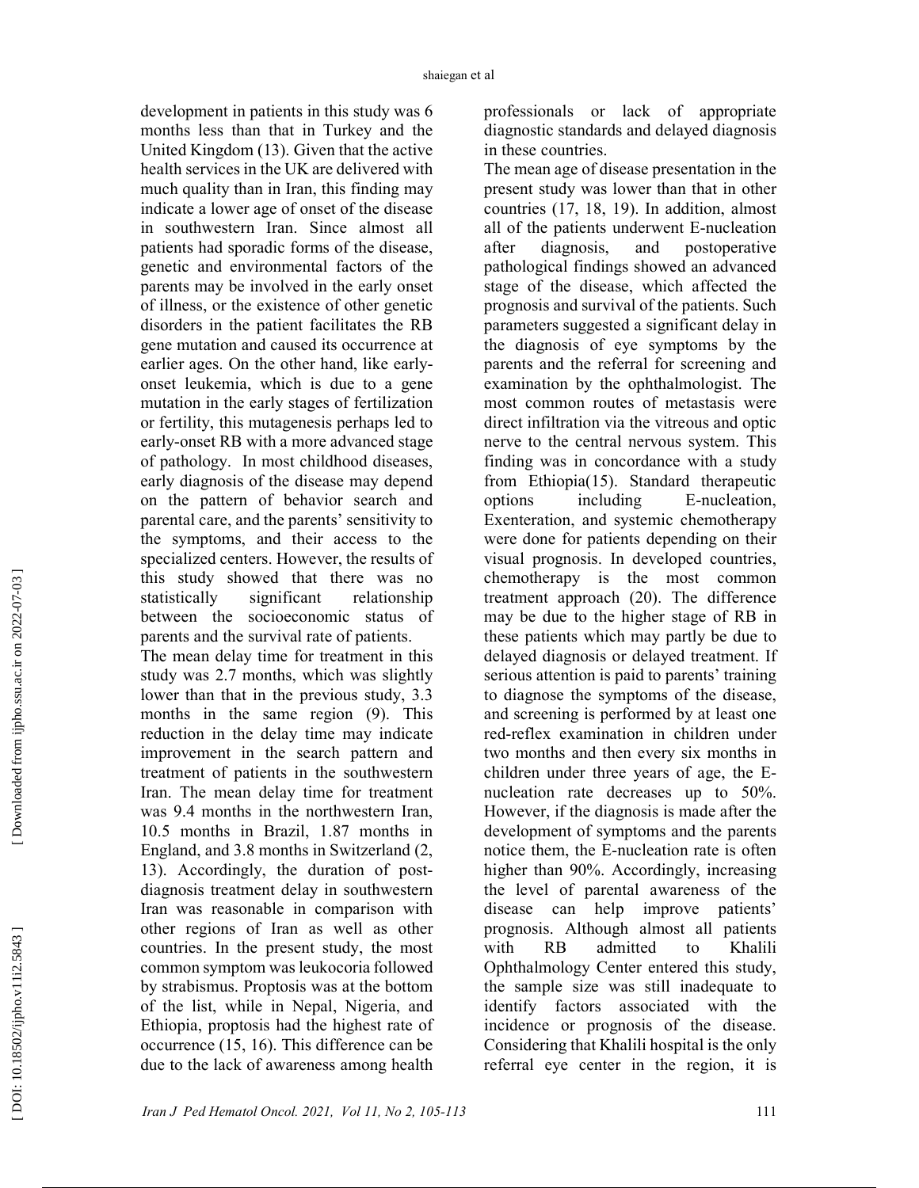development in patients in this study was 6 months less than that in Turkey and the United Kingdom (13). Given that the active health services in the UK are delivered with much quality than in Iran, this finding may indicate a lower age of onset of the disease in southwestern Iran. Since almost all patients had sporadic forms of the disease, genetic and environmental factors of the parents may be involved in the early onset of illness, or the existence of other genetic disorders in the patient facilitates the RB gene mutation and caused its occurrence at earlier ages. On the other hand, like early-onset leukemia, which is due to a gene mutation in the early stages of fertilization or fertility, this mutagenesis perhaps led to early-onset RB with a more advanced stage of pathology. In most childhood diseases, early diagnosis of the disease may depend on the pattern of behavior search and parental care, and the parents' sensitivity to the symptoms, and their access to the specialized centers. However, the results of this study showed that there was no statistically significant relationship between the socioeconomic status of parents and the survival rate of patients.

The mean delay time for treatment in this study was 2.7 months, which was slightly lower than that in the previous study, 3.3 months in the same region (9). This reduction in the delay time may indicate improvement in the search pattern and treatment of patients in the southwestern Iran. The mean delay time for treatment was 9.4 months in the northwestern Iran, 10.5 months in Brazil, 1.87 months in England, and 3.8 months in Switzerland (2, 13). Accordingly, the duration of post-diagnosis treatment delay in southwestern Iran was reasonable in comparison with other regions of Iran as well as other countries. In the present study, the most common symptom was leukocoria followed by strabismus. Proptosis was at the bottom of the list, while in Nepal, Nigeria, and Ethiopia, proptosis had the highest rate of occurrence (15, 16). This difference can be due to the lack of awareness among health professionals or lack of appropriate diagnostic standards and delayed diagnosis in these countries.

The mean age of disease presentation in the present study was lower than that in other countries (17, 18, 19). In addition, almost all of the patients underwent E-nucleation after diagnosis, and postoperative pathological findings showed an advanced stage of the disease, which affected the prognosis and survival of the patients. Such parameters suggested a significant delay in the diagnosis of eye symptoms by the parents and the referral for screening and examination by the ophthalmologist. The most common routes of metastasis were direct infiltration via the vitreous and optic nerve to the central nervous system. This finding was in concordance with a study from Ethiopia(15). Standard therapeutic options including E-nucleation, Exenteration, and systemic chemotherapy were done for patients depending on their visual prognosis. In developed countries, chemotherapy is the most common treatment approach (20). The difference may be due to the higher stage of RB in these patients which may partly be due to delayed diagnosis or delayed treatment. If serious attention is paid to parents' training to diagnose the symptoms of the disease, and screening is performed by at least one red-reflex examination in children under two months and then every six months in children under three years of age, the E-nucleation rate decreases up to 50%. However, if the diagnosis is made after the development of symptoms and the parents notice them, the E-nucleation rate is often higher than 90%. Accordingly, increasing the level of parental awareness of the disease can help improve patients' prognosis. Although almost all patients with RB admitted to Khalili Ophthalmology Center entered this study, the sample size was still inadequate to identify factors associated with the incidence or prognosis of the disease. Considering that Khalili hospital is the only referral eye center in the region, it is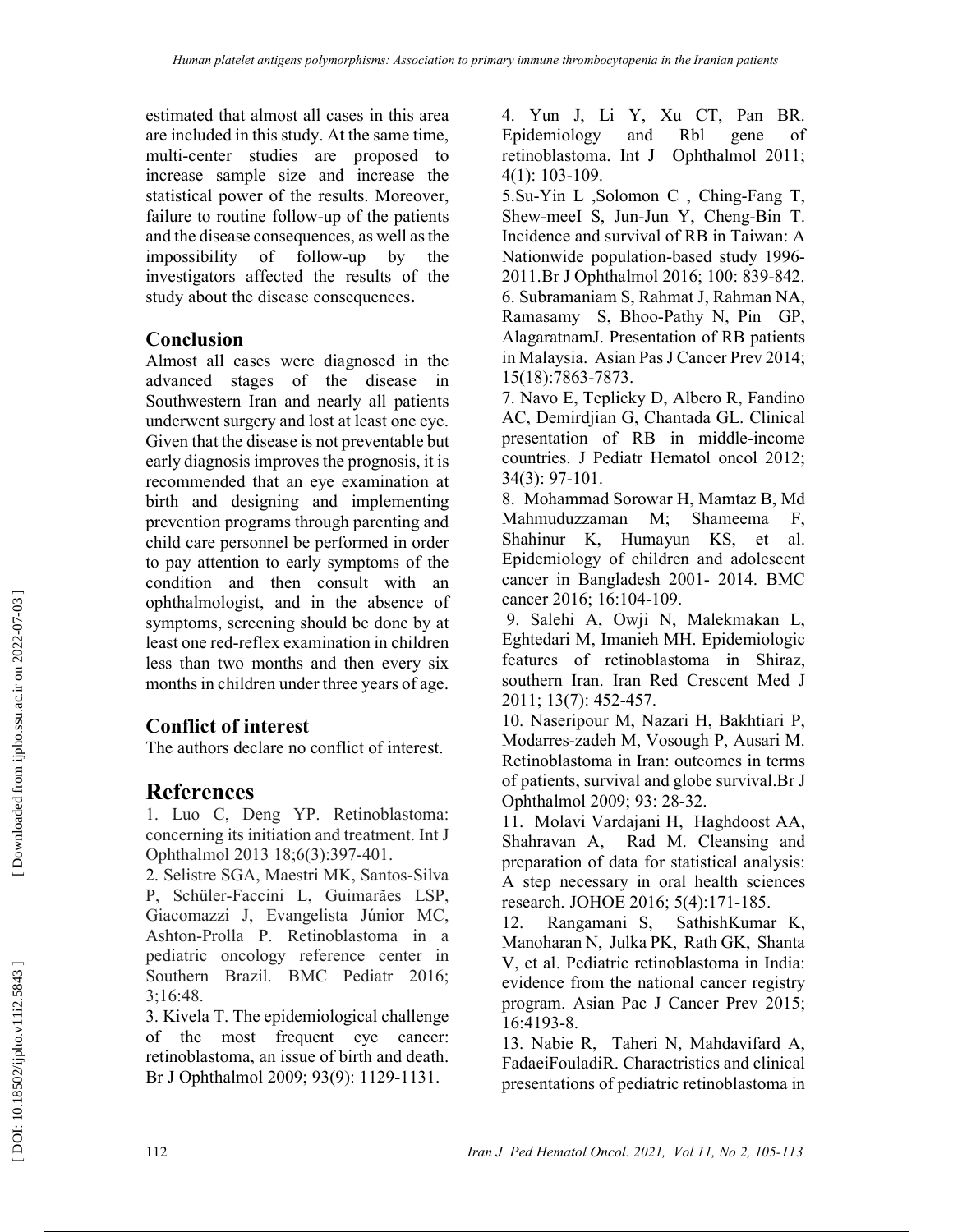estimated that almost all cases in this area are included in this study. At the same time, multi-center studies are proposed to increase sample size and increase the statistical power of the results. Moreover, failure to routine follow-up of the patients and the disease consequences, as well as the impossibility of follow-up by the investigators affected the results of the study about the disease consequences**.**

## Conclusion

Almost all cases were diagnosed in the advanced stages of the disease in Southwestern Iran and nearly all patients underwent surgery and lost at least one eye. Given that the disease is not preventable but early diagnosis improves the prognosis, it is recommended that an eye examination at birth and designing and implementing prevention programs through parenting and child care personnel be performed in order to pay attention to early symptoms of the condition and then consult with an ophthalmologist, and in the absence of symptoms, screening should be done by at least one red-reflex examination in children less than two months and then every six months in children under three years of age.

## Conflict of interest

The authors declare no conflict of interest.

# References

1. Luo C, Deng YP. Retinoblastoma: concerning its initiation and treatment. Int J Ophthalmol 2013 18;6(3):397-401.
2. Selistre SGA, Maestri MK, Santos-Silva P, Schüler-Faccini L, Guimarães LSP, Giacomazzi J, Evangelista Júnior MC, Ashton-Prolla P. Retinoblastoma in a pediatric oncology reference center in Southern Brazil. BMC Pediatr 2016; 3;16:48.
3. Kivela T. The epidemiological challenge of the most frequent eye cancer: retinoblastoma, an issue of birth and death. Br J Ophthalmol 2009; 93(9): 1129-1131.
4. Yun J, Li Y, Xu CT, Pan BR. Epidemiology and Rbl gene of retinoblastoma. Int J Ophthalmol 2011; 4(1): 103-109.
5. Su-Yin L ,Solomon C , Ching-Fang T, Shew-meeI S, Jun-Jun Y, Cheng-Bin T. Incidence and survival of RB in Taiwan: A Nationwide population-based study 1996-2011.Br J Ophthalmol 2016; 100: 839-842.
6. Subramaniam S, Rahmat J, Rahman NA, Ramasamy S, Bhoo-Pathy N, Pin GP, AlagaratnamJ. Presentation of RB patients in Malaysia. Asian Pas J Cancer Prev 2014; 15(18):7863-7873.
7. Navo E, Teplicky D, Albero R, Fandino AC, Demirdjian G, Chantada GL. Clinical presentation of RB in middle-income countries. J Pediatr Hematol oncol 2012; 34(3): 97-101.
8. Mohammad Sorowar H, Mamtaz B, Md Mahmuduzzaman M; Shameema F, Shahinur K, Humayun KS, et al. Epidemiology of children and adolescent cancer in Bangladesh 2001- 2014. BMC cancer 2016; 16:104-109.
9. Salehi A, Owji N, Malekmakan L, Eghtedari M, Imanieh MH. Epidemiologic features of retinoblastoma in Shiraz, southern Iran. Iran Red Crescent Med J 2011; 13(7): 452-457.
10. Naseripour M, Nazari H, Bakhtiari P, Modarres-zadeh M, Vosough P, Ausari M. Retinoblastoma in Iran: outcomes in terms of patients, survival and globe survival.Br J Ophthalmol 2009; 93: 28-32.
11. Molavi Vardajani H, Haghdoost AA, Shahravan A, Rad M. Cleansing and preparation of data for statistical analysis: A step necessary in oral health sciences research. JOHOE 2016; 5(4):171-185.
12. Rangamani S, SathishKumar K, Manoharan N, Julka PK, Rath GK, Shanta V, et al. Pediatric retinoblastoma in India: evidence from the national cancer registry program. Asian Pac J Cancer Prev 2015; 16:4193-8.
13. Nabie R, Taheri N, Mahdavifard A, FadaeiFouladiR. Charactristics and clinical presentations of pediatric retinoblastoma in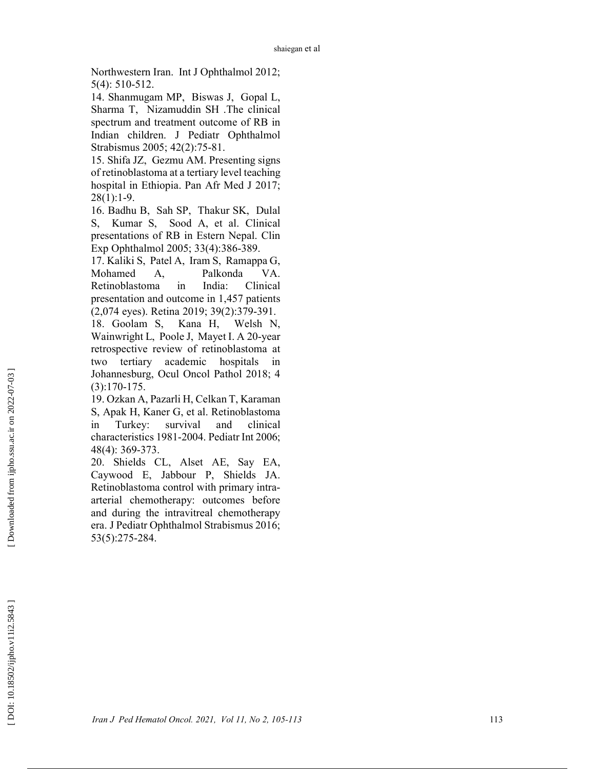Northwestern Iran. Int J Ophthalmol 2012; 5(4): 510-512.

14. Shanmugam MP, Biswas J, Gopal L, Sharma T, Nizamuddin SH .The clinical spectrum and treatment outcome of RB in Indian children. J Pediatr Ophthalmol Strabismus 2005; 42(2):75-81.

15. Shifa JZ, Gezmu AM. Presenting signs of retinoblastoma at a tertiary level teaching hospital in Ethiopia. Pan Afr Med J 2017; 28(1):1-9.

16. Badhu B, Sah SP, Thakur SK, Dulal S, Kumar S, Sood A, et al. Clinical presentations of RB in Estern Nepal. Clin Exp Ophthalmol 2005; 33(4):386-389.

17. Kaliki S, Patel A, Iram S, Ramappa G, Mohamed A, Palkonda VA. Retinoblastoma in India: Clinical presentation and outcome in 1,457 patients (2,074 eyes). Retina 2019; 39(2):379-391.

18. Goolam S, Kana H, Welsh N, Wainwright L, Poole J, Mayet I. A 20-year retrospective review of retinoblastoma at two tertiary academic hospitals in Johannesburg, Ocul Oncol Pathol 2018; 4 (3):170-175.

19. Ozkan A, Pazarli H, Celkan T, Karaman S, Apak H, Kaner G, et al. Retinoblastoma in Turkey: survival and clinical characteristics 1981-2004. Pediatr Int 2006; 48(4): 369-373.

20. Shields CL, Alset AE, Say EA, Caywood E, Jabbour P, Shields JA. Retinoblastoma control with primary intra-arterial chemotherapy: outcomes before and during the intravitreal chemotherapy era. J Pediatr Ophthalmol Strabismus 2016; 53(5):275-284.